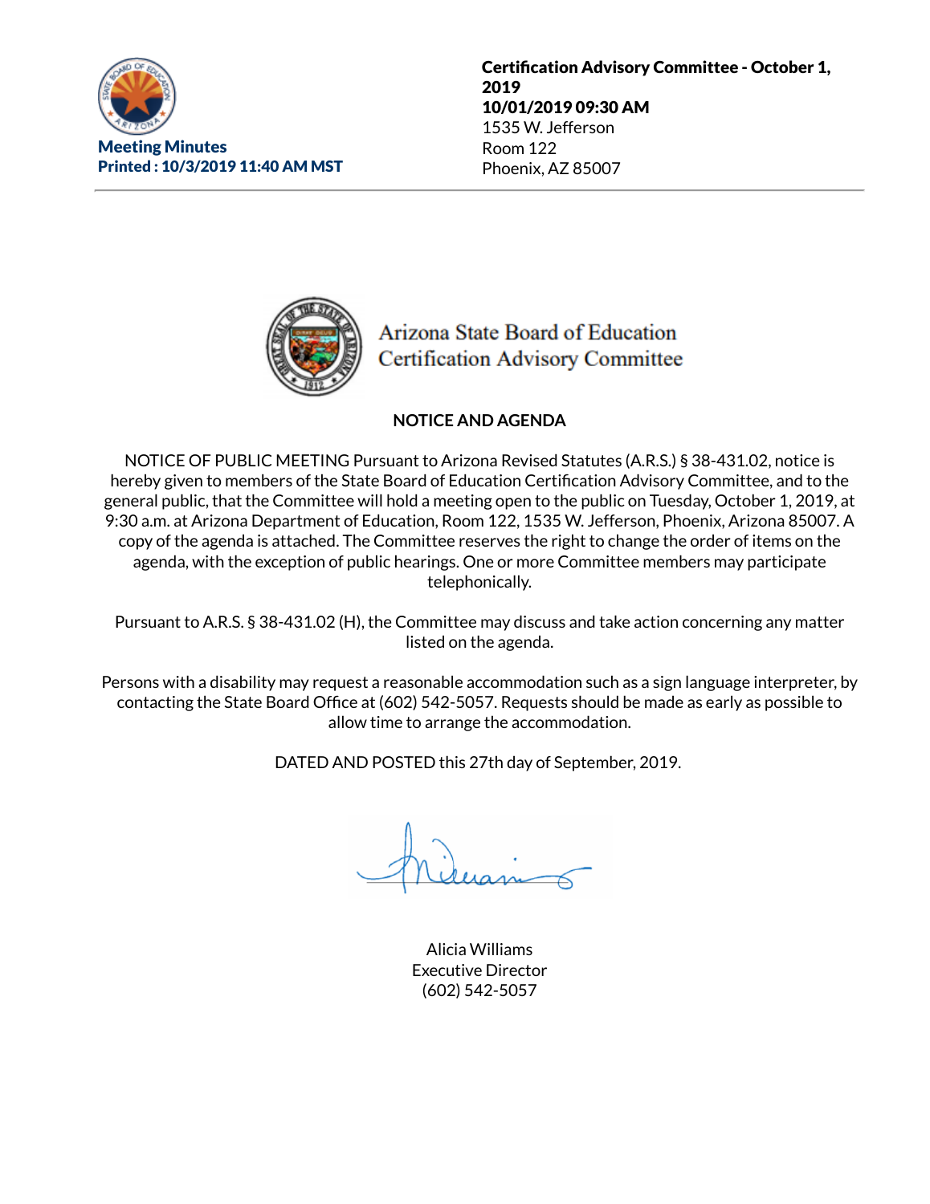**Meeting Minutes**
**Printed : 10/3/2019 11:40 AM MST**

**Certification Advisory Committee - October 1, 2019**
**10/01/2019 09:30 AM**
1535 W. Jefferson
Room 122
Phoenix, AZ 85007

Arizona State Board of Education
Certification Advisory Committee

**NOTICE AND AGENDA**

NOTICE OF PUBLIC MEETING Pursuant to Arizona Revised Statutes (A.R.S.) § 38-431.02, notice is hereby given to members of the State Board of Education Certification Advisory Committee, and to the general public, that the Committee will hold a meeting open to the public on Tuesday, October 1, 2019, at 9:30 a.m. at Arizona Department of Education, Room 122, 1535 W. Jefferson, Phoenix, Arizona 85007. A copy of the agenda is attached. The Committee reserves the right to change the order of items on the agenda, with the exception of public hearings. One or more Committee members may participate telephonically.

Pursuant to A.R.S. § 38-431.02 (H), the Committee may discuss and take action concerning any matter listed on the agenda.

Persons with a disability may request a reasonable accommodation such as a sign language interpreter, by contacting the State Board Office at (602) 542-5057. Requests should be made as early as possible to allow time to arrange the accommodation.

DATED AND POSTED this 27th day of September, 2019.

Alicia Williams
Executive Director
(602) 542-5057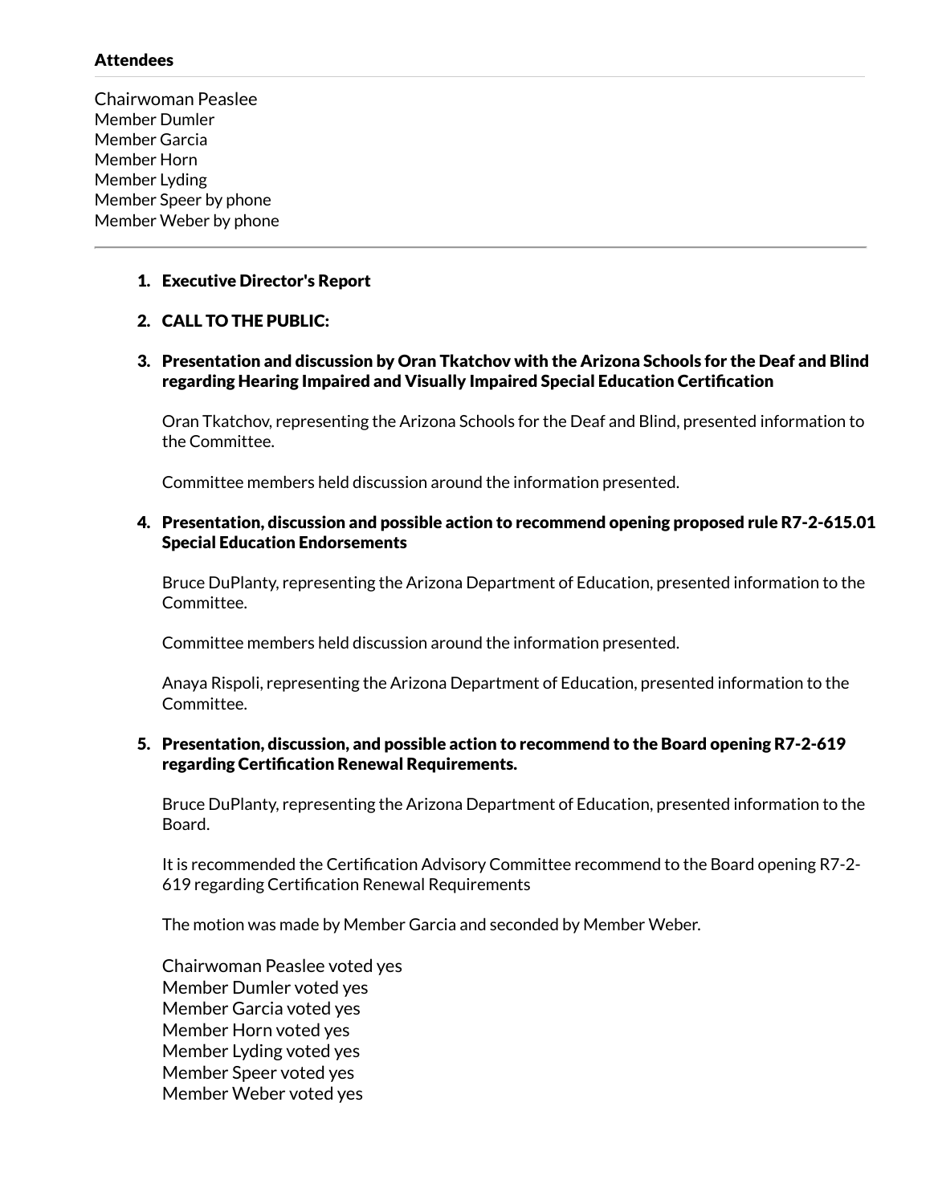**Attendees**

Chairwoman Peaslee
Member Dumler
Member Garcia
Member Horn
Member Lyding
Member Speer by phone
Member Weber by phone

---

1. **Executive Director's Report**

2. **CALL TO THE PUBLIC:**

3. **Presentation and discussion by Oran Tkatchov with the Arizona Schools for the Deaf and Blind regarding Hearing Impaired and Visually Impaired Special Education Certification**

   Oran Tkatchov, representing the Arizona Schools for the Deaf and Blind, presented information to the Committee.

   Committee members held discussion around the information presented.

4. **Presentation, discussion and possible action to recommend opening proposed rule R7-2-615.01 Special Education Endorsements**

   Bruce DuPlanty, representing the Arizona Department of Education, presented information to the Committee.

   Committee members held discussion around the information presented.

   Anaya Rispoli, representing the Arizona Department of Education, presented information to the Committee.

5. **Presentation, discussion, and possible action to recommend to the Board opening R7-2-619 regarding Certification Renewal Requirements.**

   Bruce DuPlanty, representing the Arizona Department of Education, presented information to the Board.

   It is recommended the Certification Advisory Committee recommend to the Board opening R7-2-619 regarding Certification Renewal Requirements

   The motion was made by Member Garcia and seconded by Member Weber.

   Chairwoman Peaslee voted yes
   Member Dumler voted yes
   Member Garcia voted yes
   Member Horn voted yes
   Member Lyding voted yes
   Member Speer voted yes
   Member Weber voted yes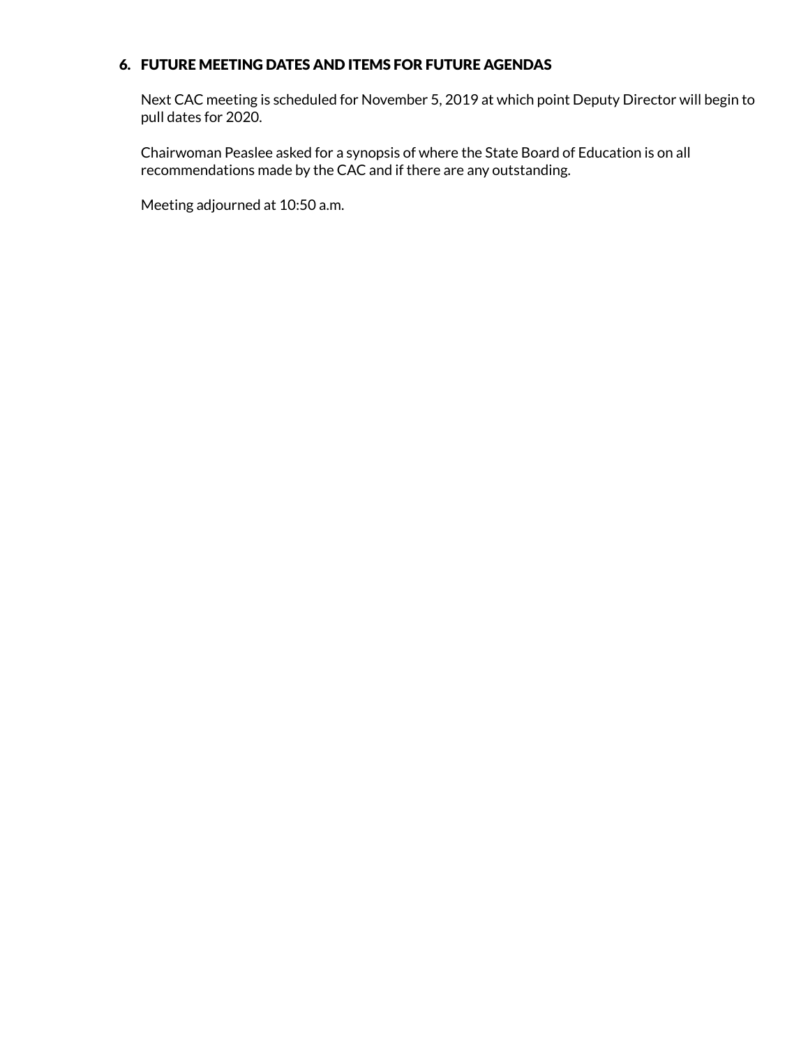## 6. FUTURE MEETING DATES AND ITEMS FOR FUTURE AGENDAS

Next CAC meeting is scheduled for November 5, 2019 at which point Deputy Director will begin to pull dates for 2020.

Chairwoman Peaslee asked for a synopsis of where the State Board of Education is on all recommendations made by the CAC and if there are any outstanding.

Meeting adjourned at 10:50 a.m.